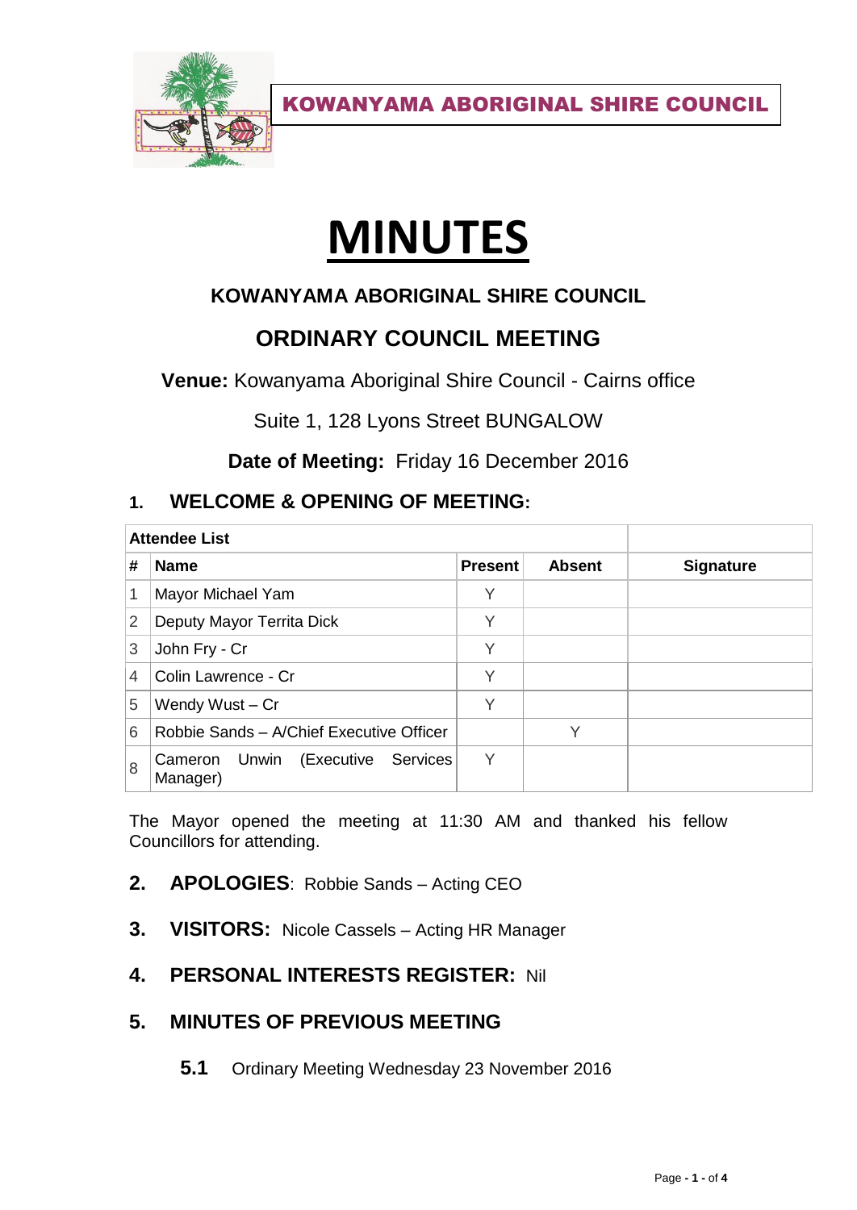KOWANYAMA ABORIGINAL SHIRE COUNCIL

# MINUTES

## KOWANYAMA ABORIGINAL SHIRE COUNCIL

## ORDINARY COUNCIL MEETING

**Venue:** Kowanyama Aboriginal Shire Council - Cairns office

Suite 1, 128 Lyons Street BUNGALOW

**Date of Meeting:** Friday 16 December 2016

### 1. WELCOME & OPENING OF MEETING:

| Attendee List | | | | |
|---|---|---|---|---|
| **#** | **Name** | **Present** | **Absent** | **Signature** |
| 1 | Mayor Michael Yam | Y | | |
| 2 | Deputy Mayor Territa Dick | Y | | |
| 3 | John Fry - Cr | Y | | |
| 4 | Colin Lawrence - Cr | Y | | |
| 5 | Wendy Wust – Cr | Y | | |
| 6 | Robbie Sands – A/Chief Executive Officer | | Y | |
| 8 | Cameron Unwin (Executive Services Manager) | Y | | |

The Mayor opened the meeting at 11:30 AM and thanked his fellow Councillors for attending.

### 2. APOLOGIES: Robbie Sands – Acting CEO

### 3. VISITORS: Nicole Cassels – Acting HR Manager

### 4. PERSONAL INTERESTS REGISTER: Nil

### 5. MINUTES OF PREVIOUS MEETING

**5.1** Ordinary Meeting Wednesday 23 November 2016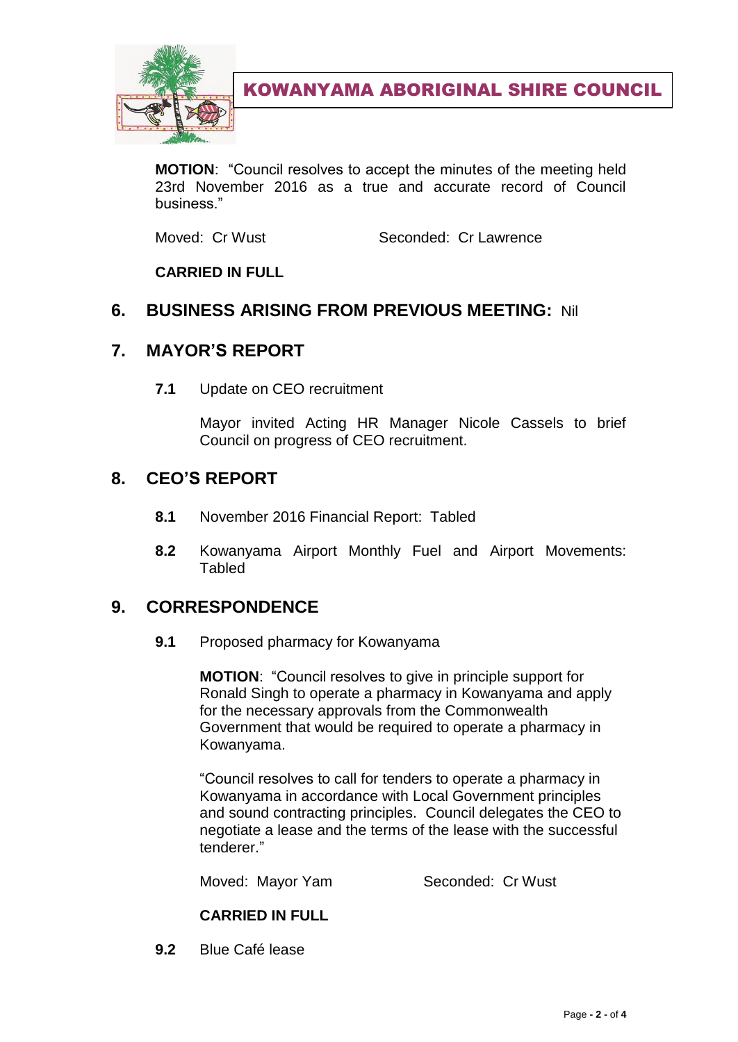**MOTION**: "Council resolves to accept the minutes of the meeting held 23rd November 2016 as a true and accurate record of Council business."

Moved: Cr Wust Seconded: Cr Lawrence

**CARRIED IN FULL**

## 6. BUSINESS ARISING FROM PREVIOUS MEETING: Nil

## 7. MAYOR'S REPORT

**7.1** Update on CEO recruitment

Mayor invited Acting HR Manager Nicole Cassels to brief Council on progress of CEO recruitment.

## 8. CEO'S REPORT

**8.1** November 2016 Financial Report: Tabled

**8.2** Kowanyama Airport Monthly Fuel and Airport Movements: Tabled

## 9. CORRESPONDENCE

**9.1** Proposed pharmacy for Kowanyama

**MOTION**: "Council resolves to give in principle support for Ronald Singh to operate a pharmacy in Kowanyama and apply for the necessary approvals from the Commonwealth Government that would be required to operate a pharmacy in Kowanyama.

"Council resolves to call for tenders to operate a pharmacy in Kowanyama in accordance with Local Government principles and sound contracting principles. Council delegates the CEO to negotiate a lease and the terms of the lease with the successful tenderer."

Moved: Mayor Yam Seconded: Cr Wust

**CARRIED IN FULL**

**9.2** Blue Café lease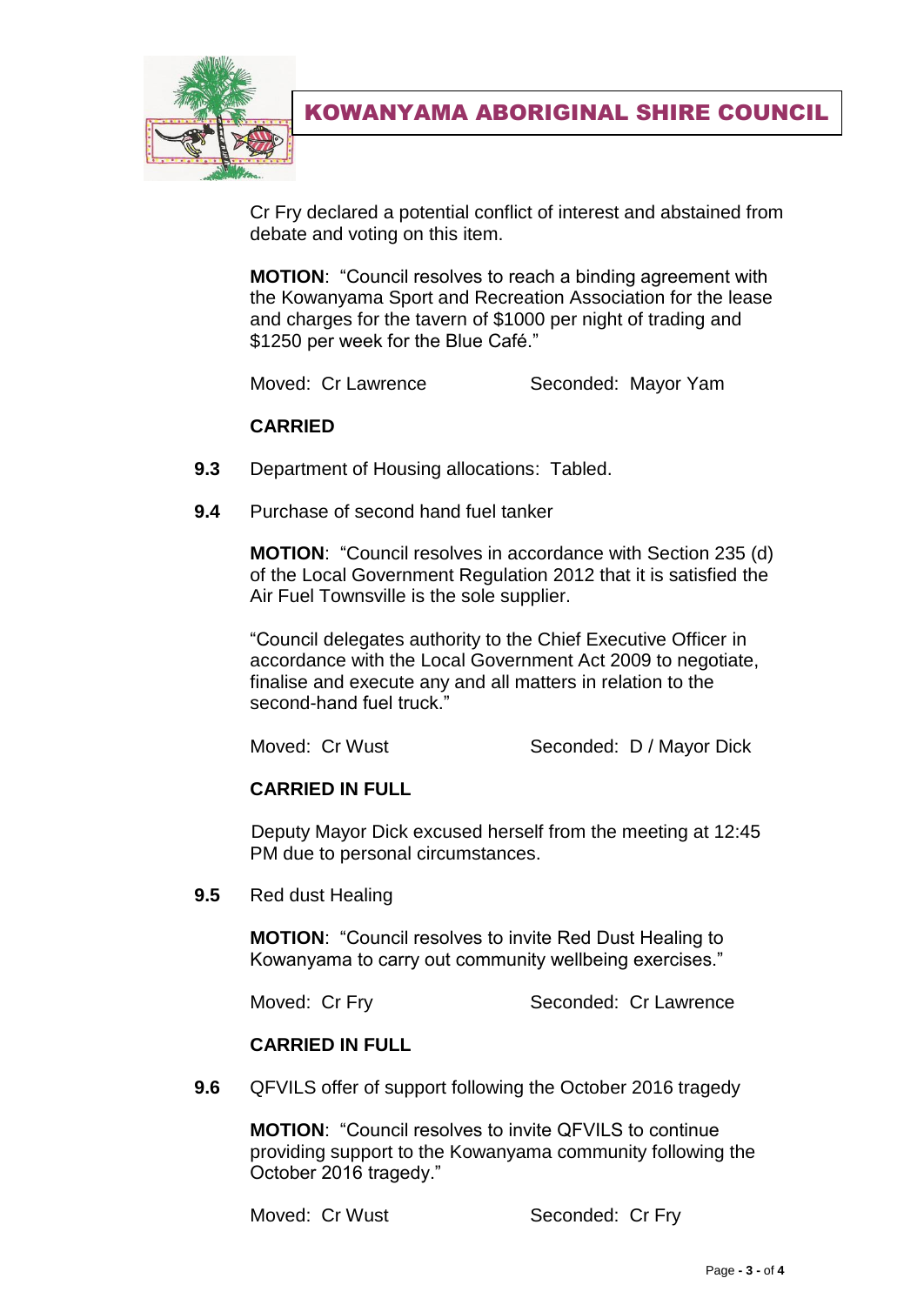Cr Fry declared a potential conflict of interest and abstained from debate and voting on this item.

**MOTION**: "Council resolves to reach a binding agreement with the Kowanyama Sport and Recreation Association for the lease and charges for the tavern of $1000 per night of trading and $1250 per week for the Blue Café."

Moved: Cr Lawrence Seconded: Mayor Yam

**CARRIED**

**9.3** Department of Housing allocations: Tabled.

**9.4** Purchase of second hand fuel tanker

**MOTION**: "Council resolves in accordance with Section 235 (d) of the Local Government Regulation 2012 that it is satisfied the Air Fuel Townsville is the sole supplier.

"Council delegates authority to the Chief Executive Officer in accordance with the Local Government Act 2009 to negotiate, finalise and execute any and all matters in relation to the second-hand fuel truck."

Moved: Cr Wust Seconded: D / Mayor Dick

**CARRIED IN FULL**

Deputy Mayor Dick excused herself from the meeting at 12:45 PM due to personal circumstances.

**9.5** Red dust Healing

**MOTION**: "Council resolves to invite Red Dust Healing to Kowanyama to carry out community wellbeing exercises."

Moved: Cr Fry Seconded: Cr Lawrence

**CARRIED IN FULL**

**9.6** QFVILS offer of support following the October 2016 tragedy

**MOTION**: "Council resolves to invite QFVILS to continue providing support to the Kowanyama community following the October 2016 tragedy."

Moved: Cr Wust Seconded: Cr Fry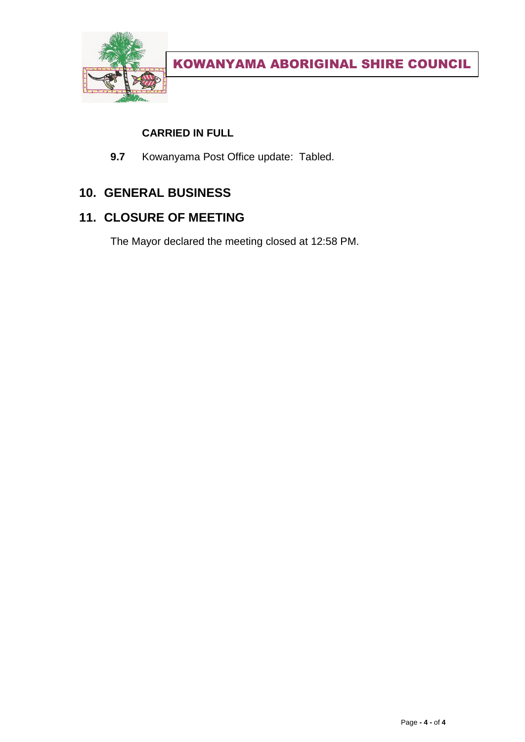**CARRIED IN FULL**

**9.7** Kowanyama Post Office update: Tabled.

## 10. GENERAL BUSINESS

## 11. CLOSURE OF MEETING

The Mayor declared the meeting closed at 12:58 PM.